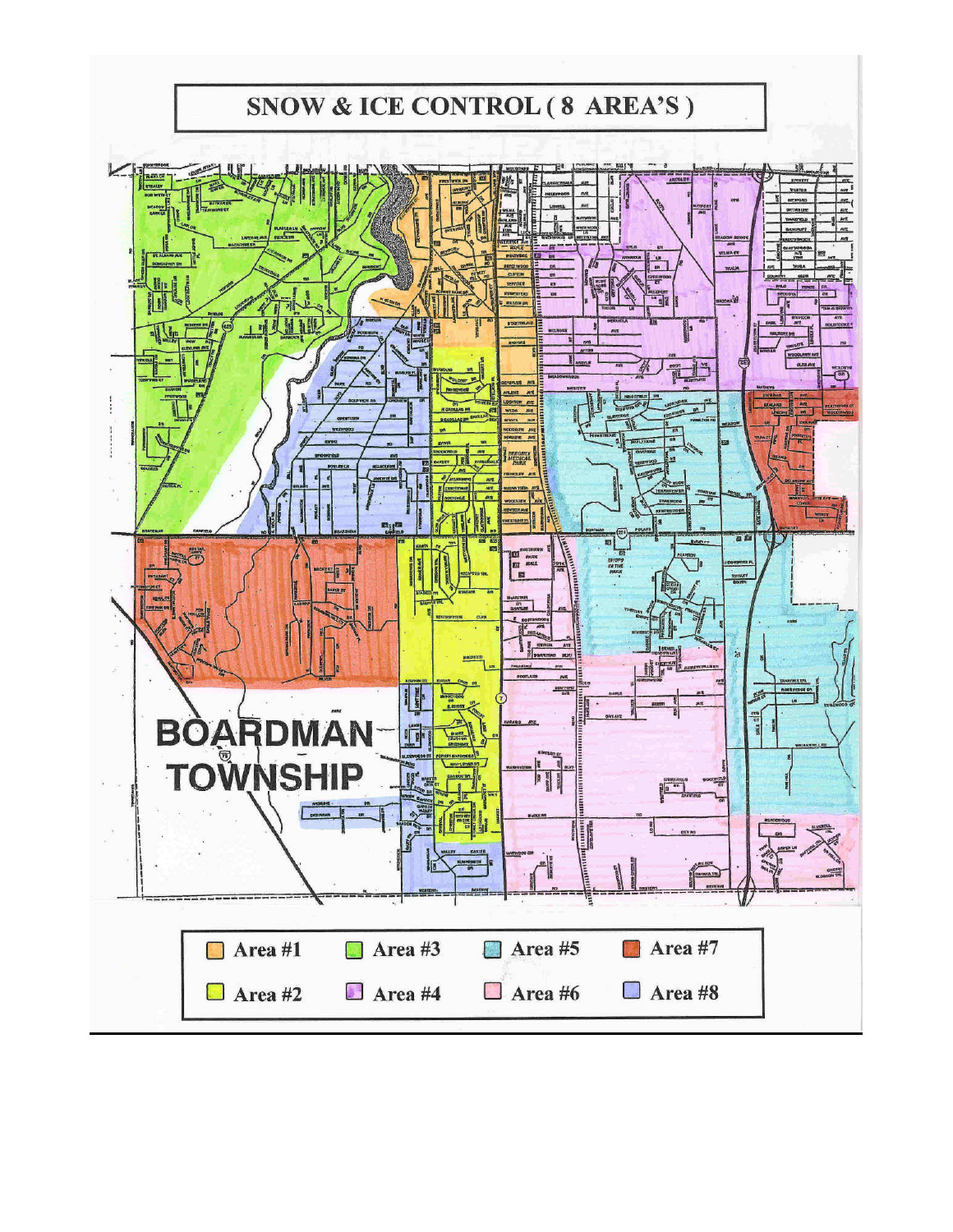# SNOW & ICE CONTROL ( 8 AREA'S )

BOARDMAN TOWNSHIP

| | | | |
|---|---|---|---|
| Area #1 | Area #3 | Area #5 | Area #7 |
| Area #2 | Area #4 | Area #6 | Area #8 |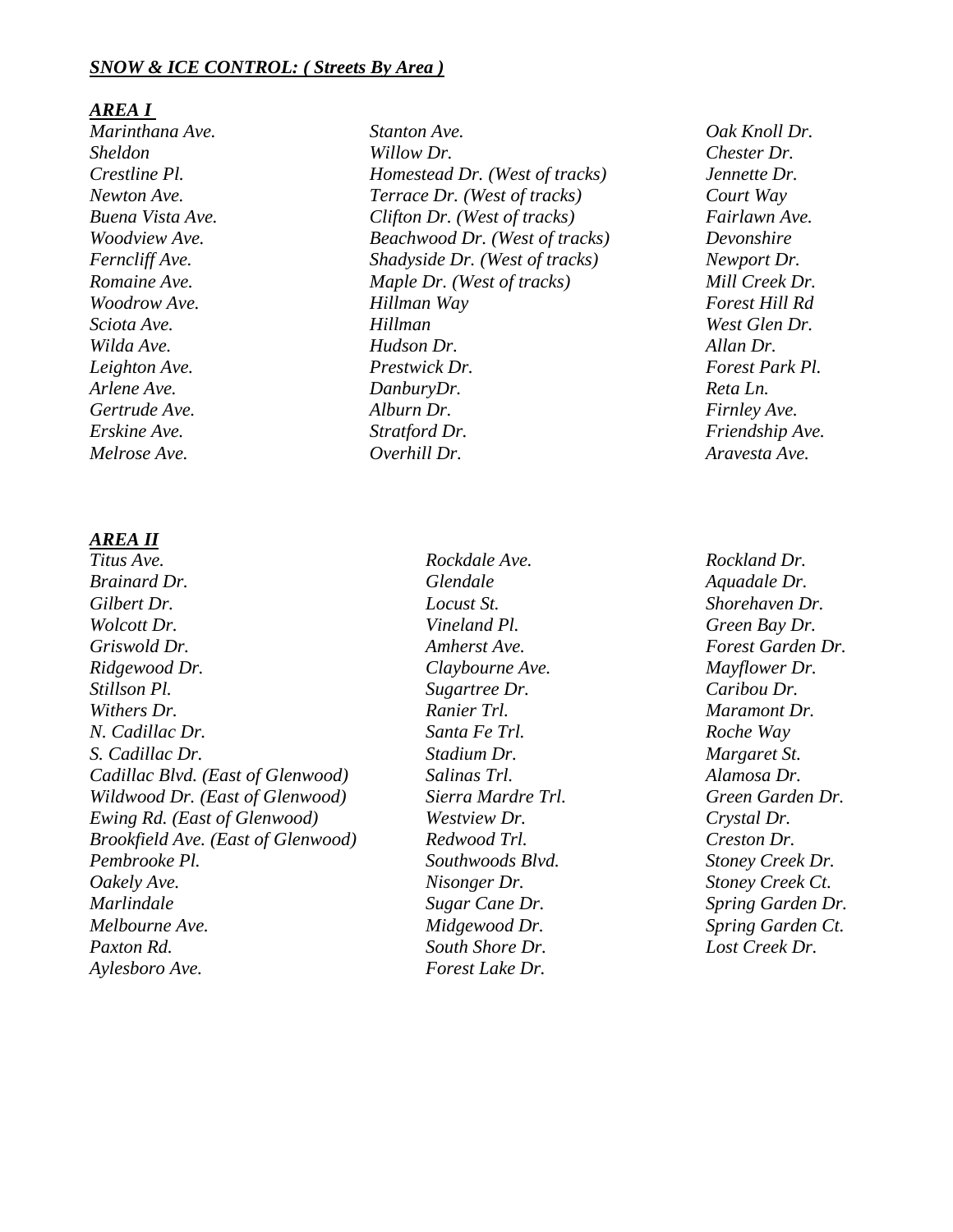***SNOW & ICE CONTROL: ( Streets By Area )***

***AREA I***

*Marinthana Ave.*
*Sheldon*
*Crestline Pl.*
*Newton Ave.*
*Buena Vista Ave.*
*Woodview Ave.*
*Ferncliff Ave.*
*Romaine Ave.*
*Woodrow Ave.*
*Sciota Ave.*
*Wilda Ave.*
*Leighton Ave.*
*Arlene Ave.*
*Gertrude Ave.*
*Erskine Ave.*
*Melrose Ave.*
*Stanton Ave.*
*Willow Dr.*
*Homestead Dr. (West of tracks)*
*Terrace Dr. (West of tracks)*
*Clifton Dr. (West of tracks)*
*Beachwood Dr. (West of tracks)*
*Shadyside Dr. (West of tracks)*
*Maple Dr. (West of tracks)*
*Hillman Way*
*Hillman*
*Hudson Dr.*
*Prestwick Dr.*
*DanburyDr.*
*Alburn Dr.*
*Stratford Dr.*
*Overhill Dr.*
*Oak Knoll Dr.*
*Chester Dr.*
*Jennette Dr.*
*Court Way*
*Fairlawn Ave.*
*Devonshire*
*Newport Dr.*
*Mill Creek Dr.*
*Forest Hill Rd*
*West Glen Dr.*
*Allan Dr.*
*Forest Park Pl.*
*Reta Ln.*
*Firnley Ave.*
*Friendship Ave.*
*Aravesta Ave.*

***AREA II***

*Titus Ave.*
*Brainard Dr.*
*Gilbert Dr.*
*Wolcott Dr.*
*Griswold Dr.*
*Ridgewood Dr.*
*Stillson Pl.*
*Withers Dr.*
*N. Cadillac Dr.*
*S. Cadillac Dr.*
*Cadillac Blvd. (East of Glenwood)*
*Wildwood Dr. (East of Glenwood)*
*Ewing Rd. (East of Glenwood)*
*Brookfield Ave. (East of Glenwood)*
*Pembrooke Pl.*
*Oakely Ave.*
*Marlindale*
*Melbourne Ave.*
*Paxton Rd.*
*Aylesboro Ave.*
*Rockdale Ave.*
*Glendale*
*Locust St.*
*Vineland Pl.*
*Amherst Ave.*
*Claybourne Ave.*
*Sugartree Dr.*
*Ranier Trl.*
*Santa Fe Trl.*
*Stadium Dr.*
*Salinas Trl.*
*Sierra Mardre Trl.*
*Westview Dr.*
*Redwood Trl.*
*Southwoods Blvd.*
*Nisonger Dr.*
*Sugar Cane Dr.*
*Midgewood Dr.*
*South Shore Dr.*
*Forest Lake Dr.*
*Rockland Dr.*
*Aquadale Dr.*
*Shorehaven Dr.*
*Green Bay Dr.*
*Forest Garden Dr.*
*Mayflower Dr.*
*Caribou Dr.*
*Maramont Dr.*
*Roche Way*
*Margaret St.*
*Alamosa Dr.*
*Green Garden Dr.*
*Crystal Dr.*
*Creston Dr.*
*Stoney Creek Dr.*
*Stoney Creek Ct.*
*Spring Garden Dr.*
*Spring Garden Ct.*
*Lost Creek Dr.*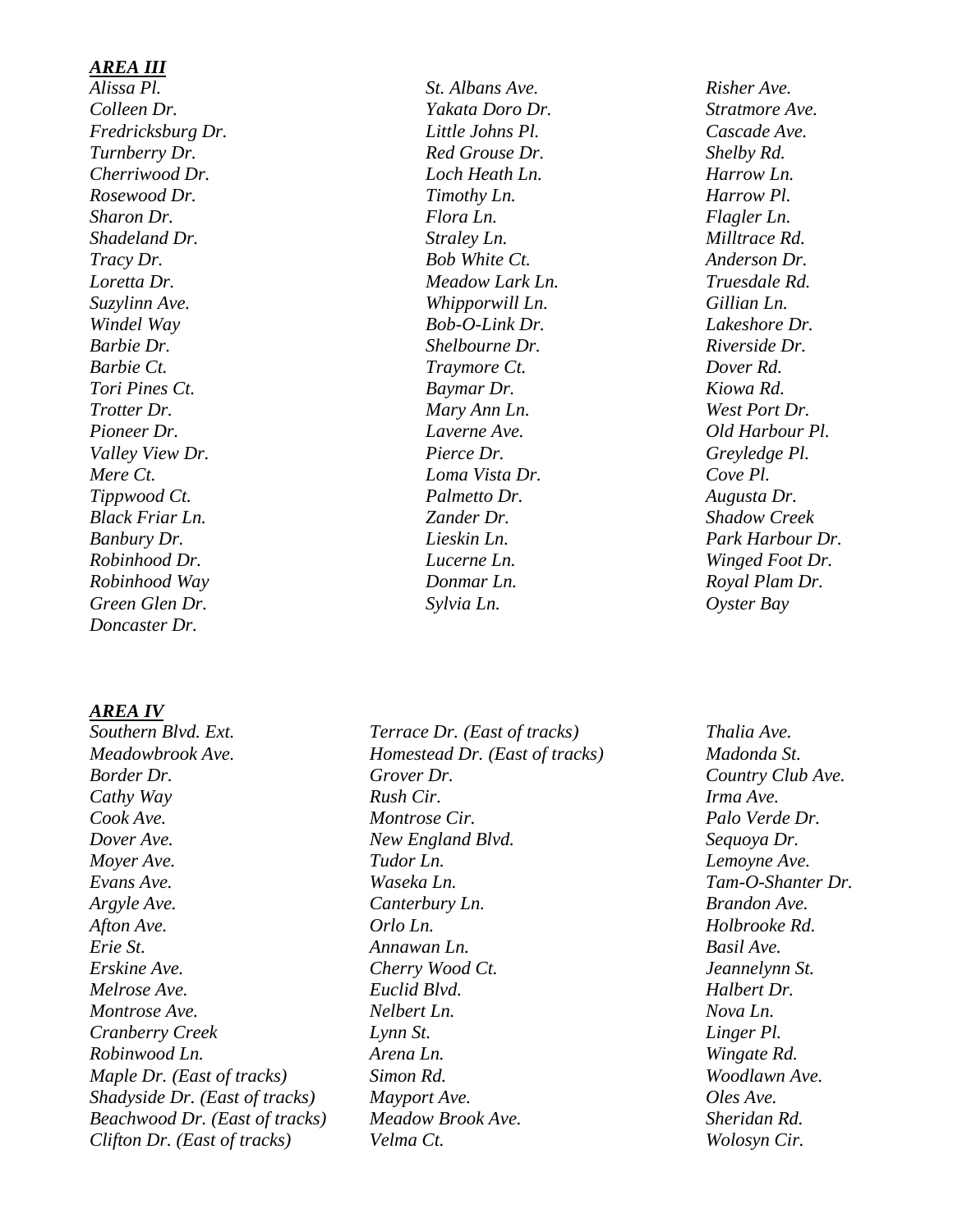***AREA III***

*Alissa Pl.*
*Colleen Dr.*
*Fredricksburg Dr.*
*Turnberry Dr.*
*Cherriwood Dr.*
*Rosewood Dr.*
*Sharon Dr.*
*Shadeland Dr.*
*Tracy Dr.*
*Loretta Dr.*
*Suzylinn Ave.*
*Windel Way*
*Barbie Dr.*
*Barbie Ct.*
*Tori Pines Ct.*
*Trotter Dr.*
*Pioneer Dr.*
*Valley View Dr.*
*Mere Ct.*
*Tippwood Ct.*
*Black Friar Ln.*
*Banbury Dr.*
*Robinhood Dr.*
*Robinhood Way*
*Green Glen Dr.*
*Doncaster Dr.*
*St. Albans Ave.*
*Yakata Doro Dr.*
*Little Johns Pl.*
*Red Grouse Dr.*
*Loch Heath Ln.*
*Timothy Ln.*
*Flora Ln.*
*Straley Ln.*
*Bob White Ct.*
*Meadow Lark Ln.*
*Whipporwill Ln.*
*Bob-O-Link Dr.*
*Shelbourne Dr.*
*Traymore Ct.*
*Baymar Dr.*
*Mary Ann Ln.*
*Laverne Ave.*
*Pierce Dr.*
*Loma Vista Dr.*
*Palmetto Dr.*
*Zander Dr.*
*Lieskin Ln.*
*Lucerne Ln.*
*Donmar Ln.*
*Sylvia Ln.*
*Risher Ave.*
*Stratmore Ave.*
*Cascade Ave.*
*Shelby Rd.*
*Harrow Ln.*
*Harrow Pl.*
*Flagler Ln.*
*Milltrace Rd.*
*Anderson Dr.*
*Truesdale Rd.*
*Gillian Ln.*
*Lakeshore Dr.*
*Riverside Dr.*
*Dover Rd.*
*Kiowa Rd.*
*West Port Dr.*
*Old Harbour Pl.*
*Greyledge Pl.*
*Cove Pl.*
*Augusta Dr.*
*Shadow Creek*
*Park Harbour Dr.*
*Winged Foot Dr.*
*Royal Plam Dr.*
*Oyster Bay*

***AREA IV***

*Southern Blvd. Ext.*
*Meadowbrook Ave.*
*Border Dr.*
*Cathy Way*
*Cook Ave.*
*Dover Ave.*
*Moyer Ave.*
*Evans Ave.*
*Argyle Ave.*
*Afton Ave.*
*Erie St.*
*Erskine Ave.*
*Melrose Ave.*
*Montrose Ave.*
*Cranberry Creek*
*Robinwood Ln.*
*Maple Dr. (East of tracks)*
*Shadyside Dr. (East of tracks)*
*Beachwood Dr. (East of tracks)*
*Clifton Dr. (East of tracks)*
*Terrace Dr. (East of tracks)*
*Homestead Dr. (East of tracks)*
*Grover Dr.*
*Rush Cir.*
*Montrose Cir.*
*New England Blvd.*
*Tudor Ln.*
*Waseka Ln.*
*Canterbury Ln.*
*Orlo Ln.*
*Annawan Ln.*
*Cherry Wood Ct.*
*Euclid Blvd.*
*Nelbert Ln.*
*Lynn St.*
*Arena Ln.*
*Simon Rd.*
*Mayport Ave.*
*Meadow Brook Ave.*
*Velma Ct.*
*Thalia Ave.*
*Madonda St.*
*Country Club Ave.*
*Irma Ave.*
*Palo Verde Dr.*
*Sequoya Dr.*
*Lemoyne Ave.*
*Tam-O-Shanter Dr.*
*Brandon Ave.*
*Holbrooke Rd.*
*Basil Ave.*
*Jeannelynn St.*
*Halbert Dr.*
*Nova Ln.*
*Linger Pl.*
*Wingate Rd.*
*Woodlawn Ave.*
*Oles Ave.*
*Sheridan Rd.*
*Wolosyn Cir.*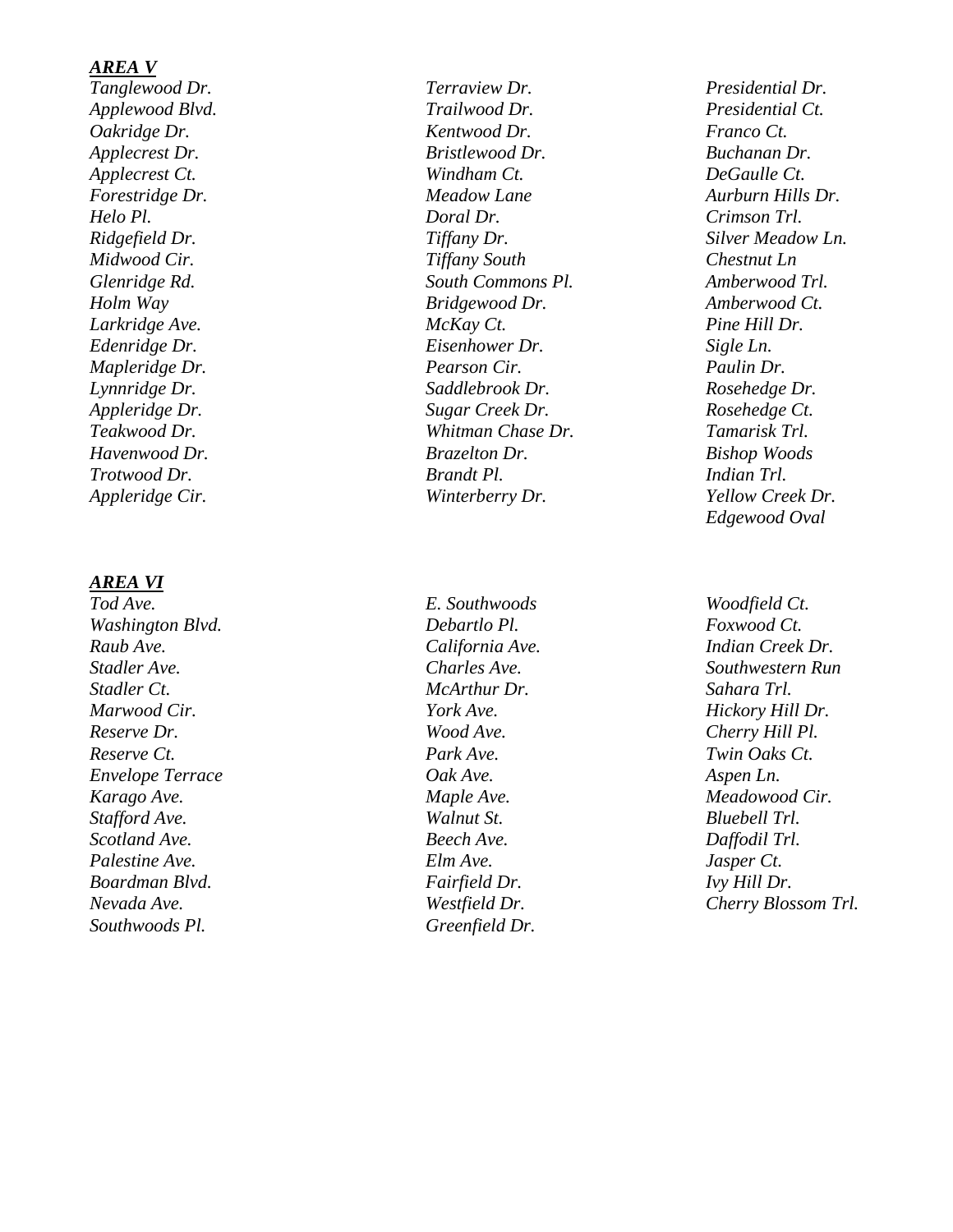***AREA V***

*Tanglewood Dr.*
*Applewood Blvd.*
*Oakridge Dr.*
*Applecrest Dr.*
*Applecrest Ct.*
*Forestridge Dr.*
*Helo Pl.*
*Ridgefield Dr.*
*Midwood Cir.*
*Glenridge Rd.*
*Holm Way*
*Larkridge Ave.*
*Edenridge Dr.*
*Mapleridge Dr.*
*Lynnridge Dr.*
*Appleridge Dr.*
*Teakwood Dr.*
*Havenwood Dr.*
*Trotwood Dr.*
*Appleridge Cir.*

*Terraview Dr.*
*Trailwood Dr.*
*Kentwood Dr.*
*Bristlewood Dr.*
*Windham Ct.*
*Meadow Lane*
*Doral Dr.*
*Tiffany Dr.*
*Tiffany South*
*South Commons Pl.*
*Bridgewood Dr.*
*McKay Ct.*
*Eisenhower Dr.*
*Pearson Cir.*
*Saddlebrook Dr.*
*Sugar Creek Dr.*
*Whitman Chase Dr.*
*Brazelton Dr.*
*Brandt Pl.*
*Winterberry Dr.*

*Presidential Dr.*
*Presidential Ct.*
*Franco Ct.*
*Buchanan Dr.*
*DeGaulle Ct.*
*Aurburn Hills Dr.*
*Crimson Trl.*
*Silver Meadow Ln.*
*Chestnut Ln*
*Amberwood Trl.*
*Amberwood Ct.*
*Pine Hill Dr.*
*Sigle Ln.*
*Paulin Dr.*
*Rosehedge Dr.*
*Rosehedge Ct.*
*Tamarisk Trl.*
*Bishop Woods*
*Indian Trl.*
*Yellow Creek Dr.*
*Edgewood Oval*

***AREA VI***

*Tod Ave.*
*Washington Blvd.*
*Raub Ave.*
*Stadler Ave.*
*Stadler Ct.*
*Marwood Cir.*
*Reserve Dr.*
*Reserve Ct.*
*Envelope Terrace*
*Karago Ave.*
*Stafford Ave.*
*Scotland Ave.*
*Palestine Ave.*
*Boardman Blvd.*
*Nevada Ave.*
*Southwoods Pl.*

*E. Southwoods*
*Debartlo Pl.*
*California Ave.*
*Charles Ave.*
*McArthur Dr.*
*York Ave.*
*Wood Ave.*
*Park Ave.*
*Oak Ave.*
*Maple Ave.*
*Walnut St.*
*Beech Ave.*
*Elm Ave.*
*Fairfield Dr.*
*Westfield Dr.*
*Greenfield Dr.*

*Woodfield Ct.*
*Foxwood Ct.*
*Indian Creek Dr.*
*Southwestern Run*
*Sahara Trl.*
*Hickory Hill Dr.*
*Cherry Hill Pl.*
*Twin Oaks Ct.*
*Aspen Ln.*
*Meadowood Cir.*
*Bluebell Trl.*
*Daffodil Trl.*
*Jasper Ct.*
*Ivy Hill Dr.*
*Cherry Blossom Trl.*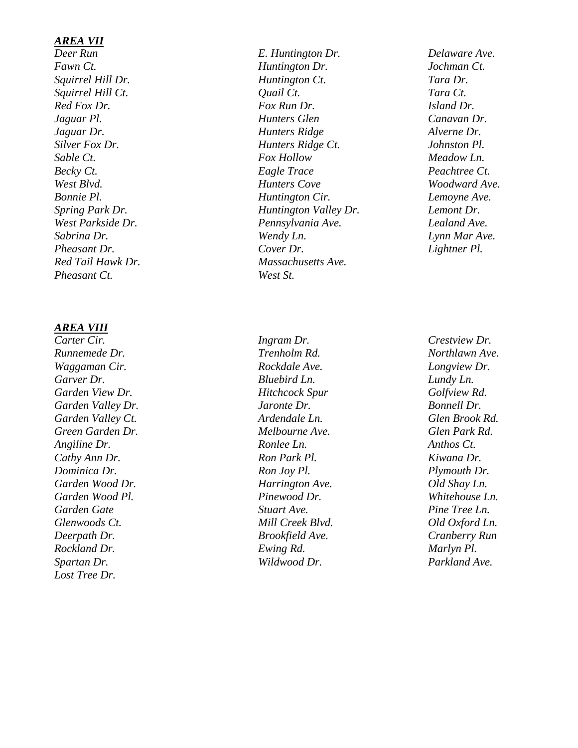## *AREA VII*

*Deer Run*
*Fawn Ct.*
*Squirrel Hill Dr.*
*Squirrel Hill Ct.*
*Red Fox Dr.*
*Jaguar Pl.*
*Jaguar Dr.*
*Silver Fox Dr.*
*Sable Ct.*
*Becky Ct.*
*West Blvd.*
*Bonnie Pl.*
*Spring Park Dr.*
*West Parkside Dr.*
*Sabrina Dr.*
*Pheasant Dr.*
*Red Tail Hawk Dr.*
*Pheasant Ct.*
*E. Huntington Dr.*
*Huntington Dr.*
*Huntington Ct.*
*Quail Ct.*
*Fox Run Dr.*
*Hunters Glen*
*Hunters Ridge*
*Hunters Ridge Ct.*
*Fox Hollow*
*Eagle Trace*
*Hunters Cove*
*Huntington Cir.*
*Huntington Valley Dr.*
*Pennsylvania Ave.*
*Wendy Ln.*
*Cover Dr.*
*Massachusetts Ave.*
*West St.*
*Delaware Ave.*
*Jochman Ct.*
*Tara Dr.*
*Tara Ct.*
*Island Dr.*
*Canavan Dr.*
*Alverne Dr.*
*Johnston Pl.*
*Meadow Ln.*
*Peachtree Ct.*
*Woodward Ave.*
*Lemoyne Ave.*
*Lemont Dr.*
*Lealand Ave.*
*Lynn Mar Ave.*
*Lightner Pl.*

## *AREA VIII*

*Carter Cir.*
*Runnemede Dr.*
*Waggaman Cir.*
*Garver Dr.*
*Garden View Dr.*
*Garden Valley Dr.*
*Garden Valley Ct.*
*Green Garden Dr.*
*Angiline Dr.*
*Cathy Ann Dr.*
*Dominica Dr.*
*Garden Wood Dr.*
*Garden Wood Pl.*
*Garden Gate*
*Glenwoods Ct.*
*Deerpath Dr.*
*Rockland Dr.*
*Spartan Dr.*
*Lost Tree Dr.*
*Ingram Dr.*
*Trenholm Rd.*
*Rockdale Ave.*
*Bluebird Ln.*
*Hitchcock Spur*
*Jaronte Dr.*
*Ardendale Ln.*
*Melbourne Ave.*
*Ronlee Ln.*
*Ron Park Pl.*
*Ron Joy Pl.*
*Harrington Ave.*
*Pinewood Dr.*
*Stuart Ave.*
*Mill Creek Blvd.*
*Brookfield Ave.*
*Ewing Rd.*
*Wildwood Dr.*
*Crestview Dr.*
*Northlawn Ave.*
*Longview Dr.*
*Lundy Ln.*
*Golfview Rd.*
*Bonnell Dr.*
*Glen Brook Rd.*
*Glen Park Rd.*
*Anthos Ct.*
*Kiwana Dr.*
*Plymouth Dr.*
*Old Shay Ln.*
*Whitehouse Ln.*
*Pine Tree Ln.*
*Old Oxford Ln.*
*Cranberry Run*
*Marlyn Pl.*
*Parkland Ave.*